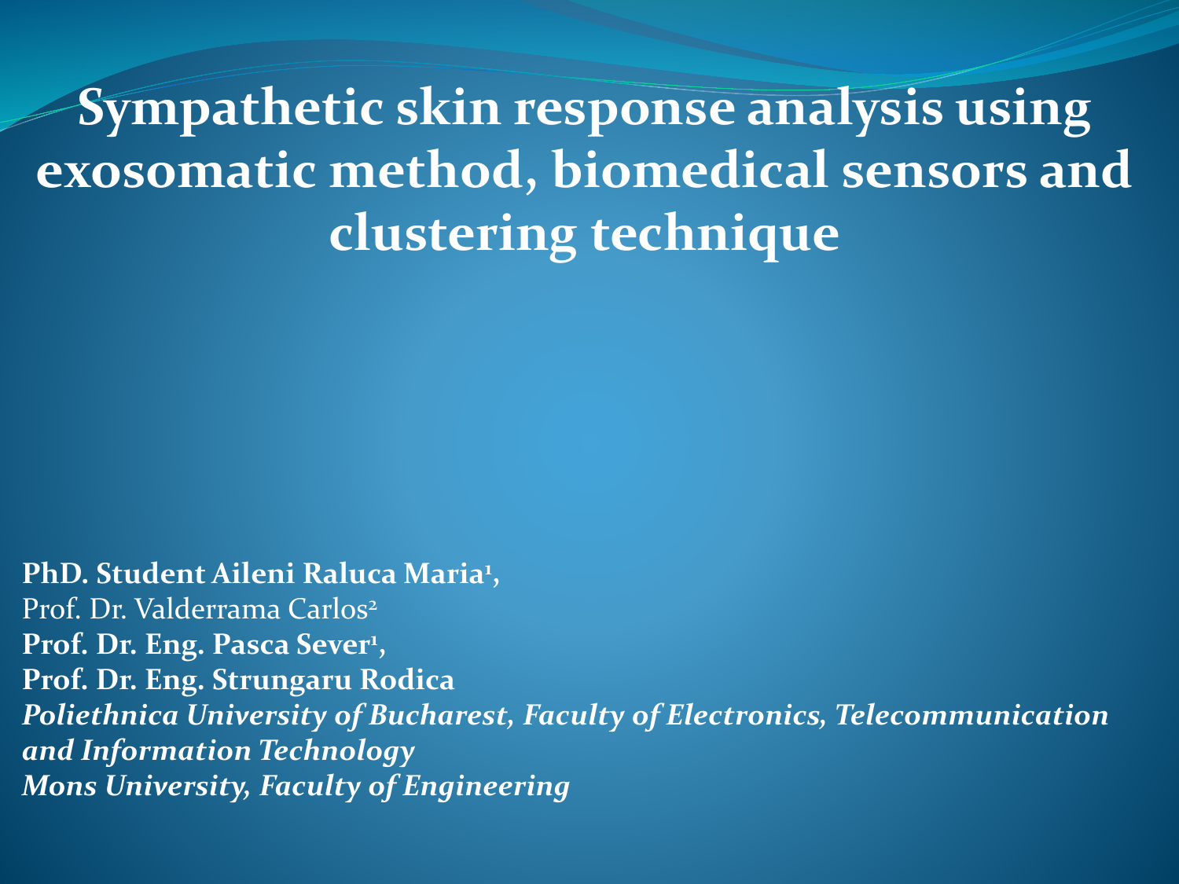# Sympathetic skin response analysis using exosomatic method, biomedical sensors and clustering technique

**PhD. Student Aileni Raluca Maria[1],**
Prof. Dr. Valderrama Carlos[2]
**Prof. Dr. Eng. Pasca Sever[1],**
**Prof. Dr. Eng. Strungaru Rodica**
***Poliethnica University of Bucharest, Faculty of Electronics, Telecommunication and Information Technology***
***Mons University, Faculty of Engineering***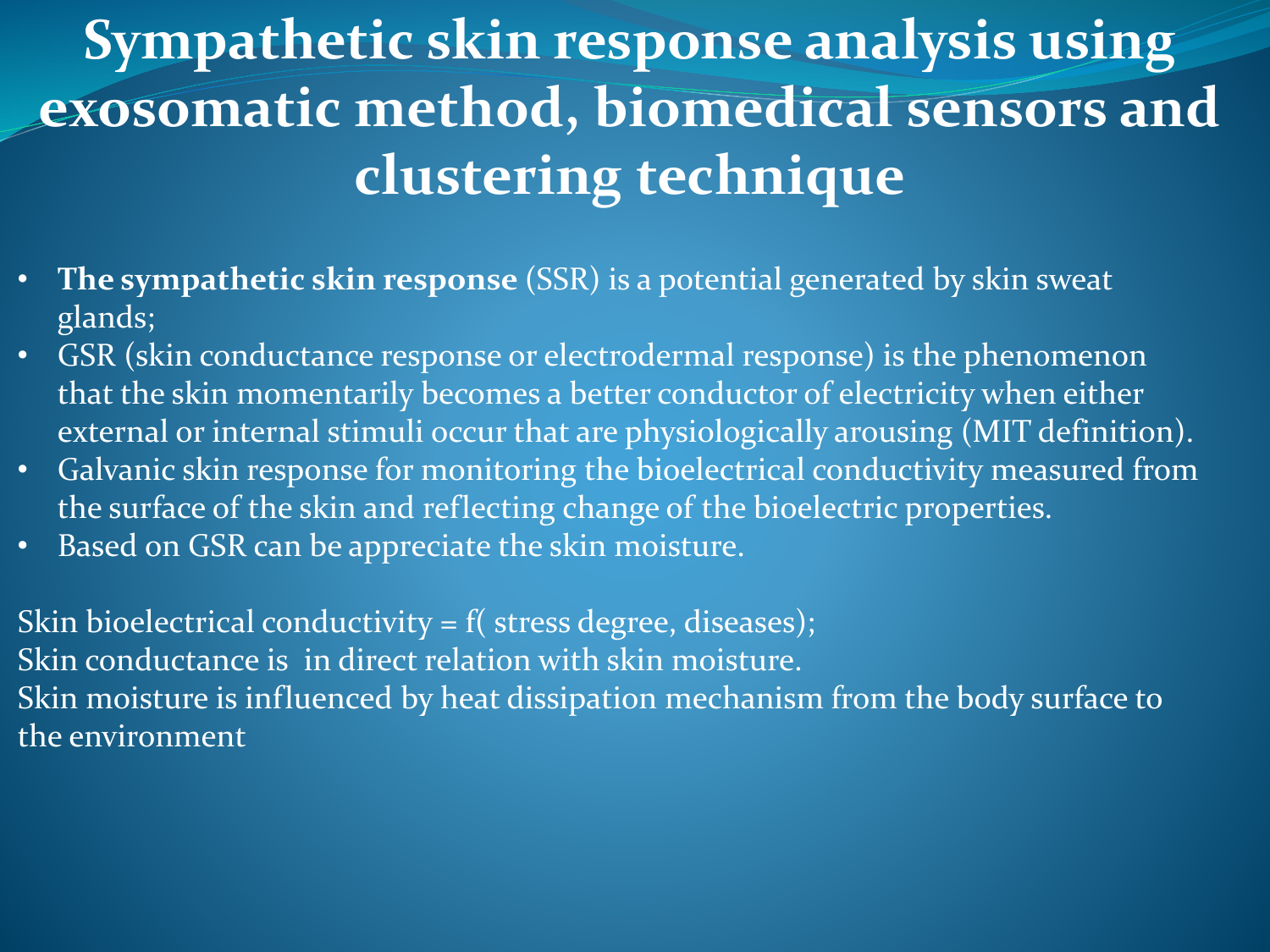# Sympathetic skin response analysis using exosomatic method, biomedical sensors and clustering technique

- **The sympathetic skin response** (SSR) is a potential generated by skin sweat glands;
- GSR (skin conductance response or electrodermal response) is the phenomenon that the skin momentarily becomes a better conductor of electricity when either external or internal stimuli occur that are physiologically arousing (MIT definition).
- Galvanic skin response for monitoring the bioelectrical conductivity measured from the surface of the skin and reflecting change of the bioelectric properties.
- Based on GSR can be appreciate the skin moisture.

Skin bioelectrical conductivity = f( stress degree, diseases);
Skin conductance is in direct relation with skin moisture.
Skin moisture is influenced by heat dissipation mechanism from the body surface to the environment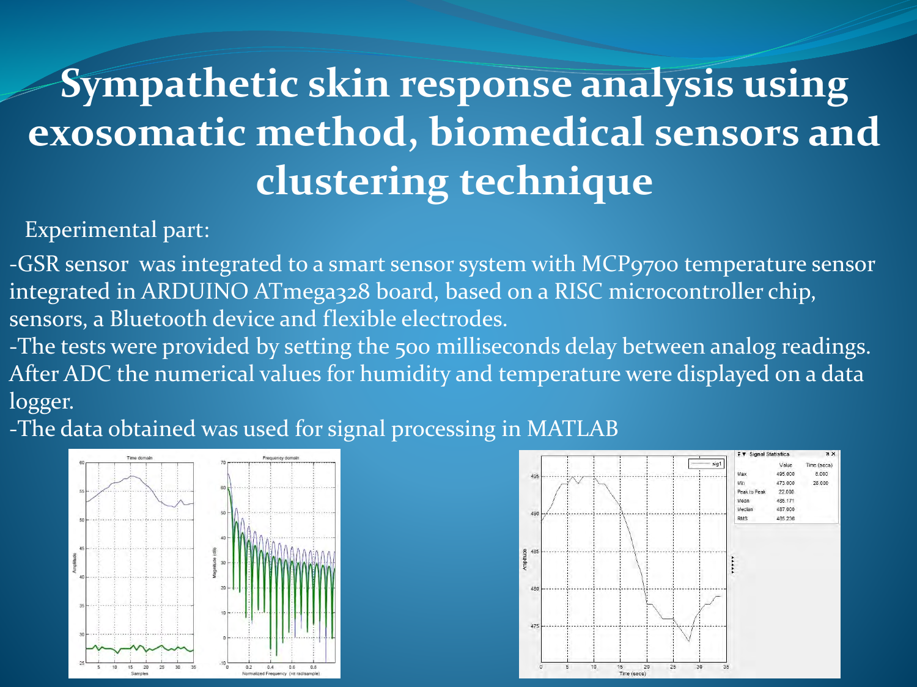# Sympathetic skin response analysis using exosomatic method, biomedical sensors and clustering technique

Experimental part:

-GSR sensor was integrated to a smart sensor system with MCP9700 temperature sensor integrated in ARDUINO ATmega328 board, based on a RISC microcontroller chip, sensors, a Bluetooth device and flexible electrodes.

-The tests were provided by setting the 500 milliseconds delay between analog readings. After ADC the numerical values for humidity and temperature were displayed on a data logger.

-The data obtained was used for signal processing in MATLAB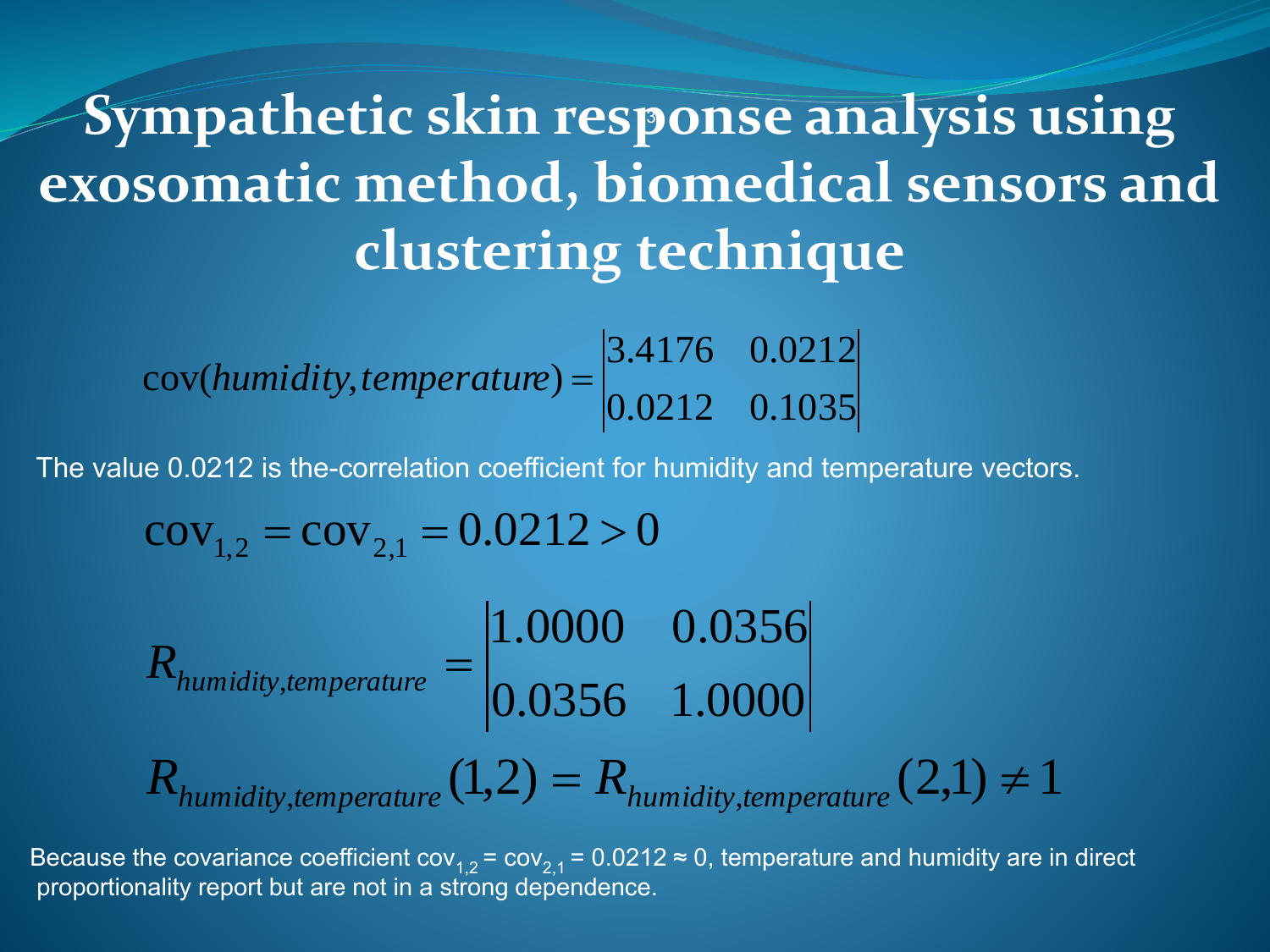# Sympathetic skin response analysis using exosomatic method, biomedical sensors and clustering technique

$$\mathrm{cov}(humidity, temperature) = \begin{vmatrix} 3.4176 & 0.0212 \\ 0.0212 & 0.1035 \end{vmatrix}$$

The value 0.0212 is the-correlation coefficient for humidity and temperature vectors.

$$\mathrm{cov}_{1,2} = \mathrm{cov}_{2,1} = 0.0212 > 0$$

$$R_{humidity,temperature} = \begin{vmatrix} 1.0000 & 0.0356 \\ 0.0356 & 1.0000 \end{vmatrix}$$

$$R_{humidity,temperature}(1,2) = R_{humidity,temperature}(2,1) \neq 1$$

Because the covariance coefficient $\mathrm{cov}_{1,2} = \mathrm{cov}_{2,1} = 0.0212 \approx 0$, temperature and humidity are in direct proportionality report but are not in a strong dependence.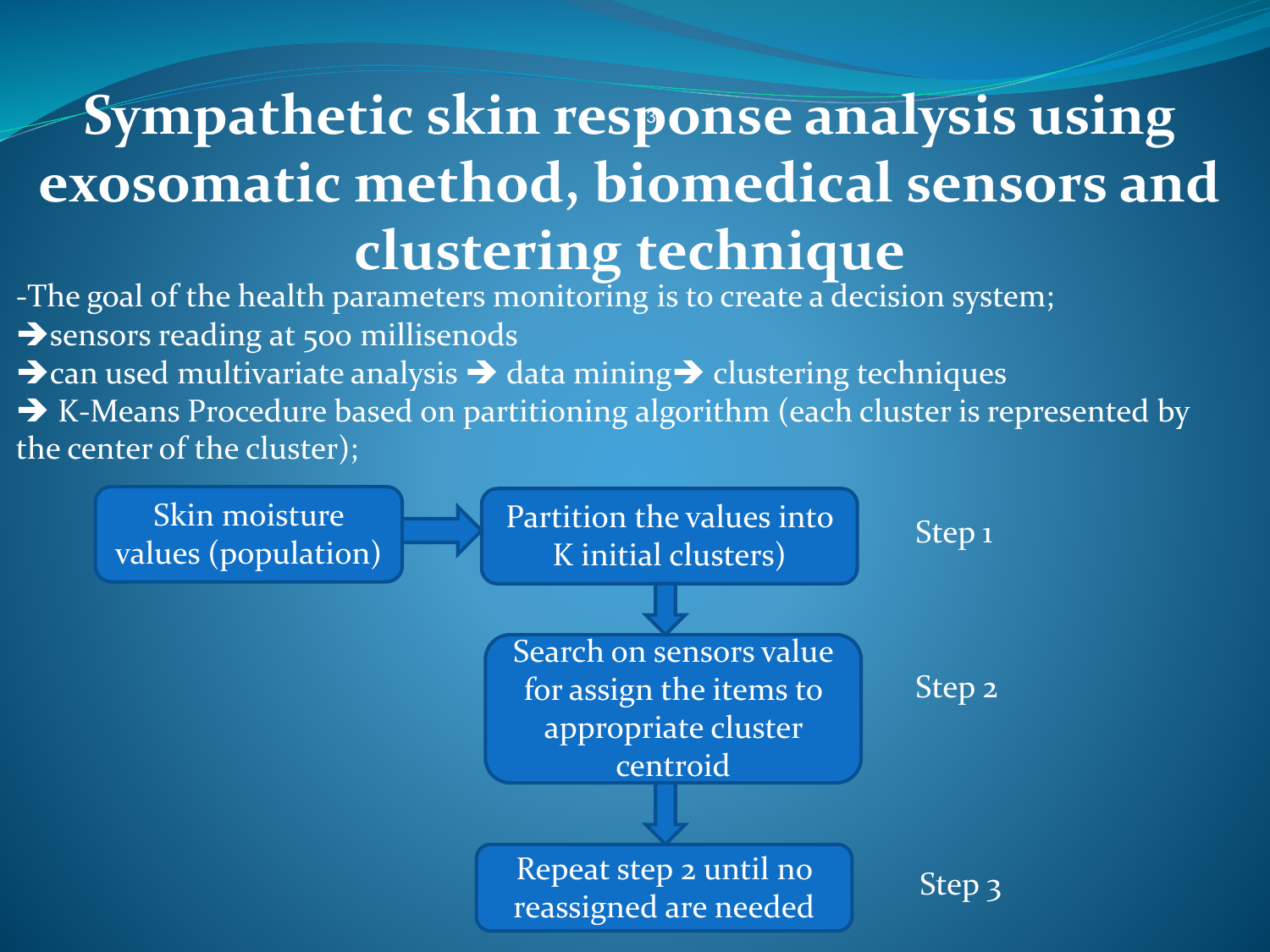# Sympathetic skin response analysis using exosomatic method, biomedical sensors and clustering technique

-The goal of the health parameters monitoring is to create a decision system;

➔sensors reading at 500 millisenods

➔can used multivariate analysis ➔ data mining➔ clustering techniques

➔ K-Means Procedure based on partitioning algorithm (each cluster is represented by the center of the cluster);

Skin moisture values (population) → Partition the values into K initial clusters) — Step 1

↓

Search on sensors value for assign the items to appropriate cluster centroid — Step 2

↓

Repeat step 2 until no reassigned are needed — Step 3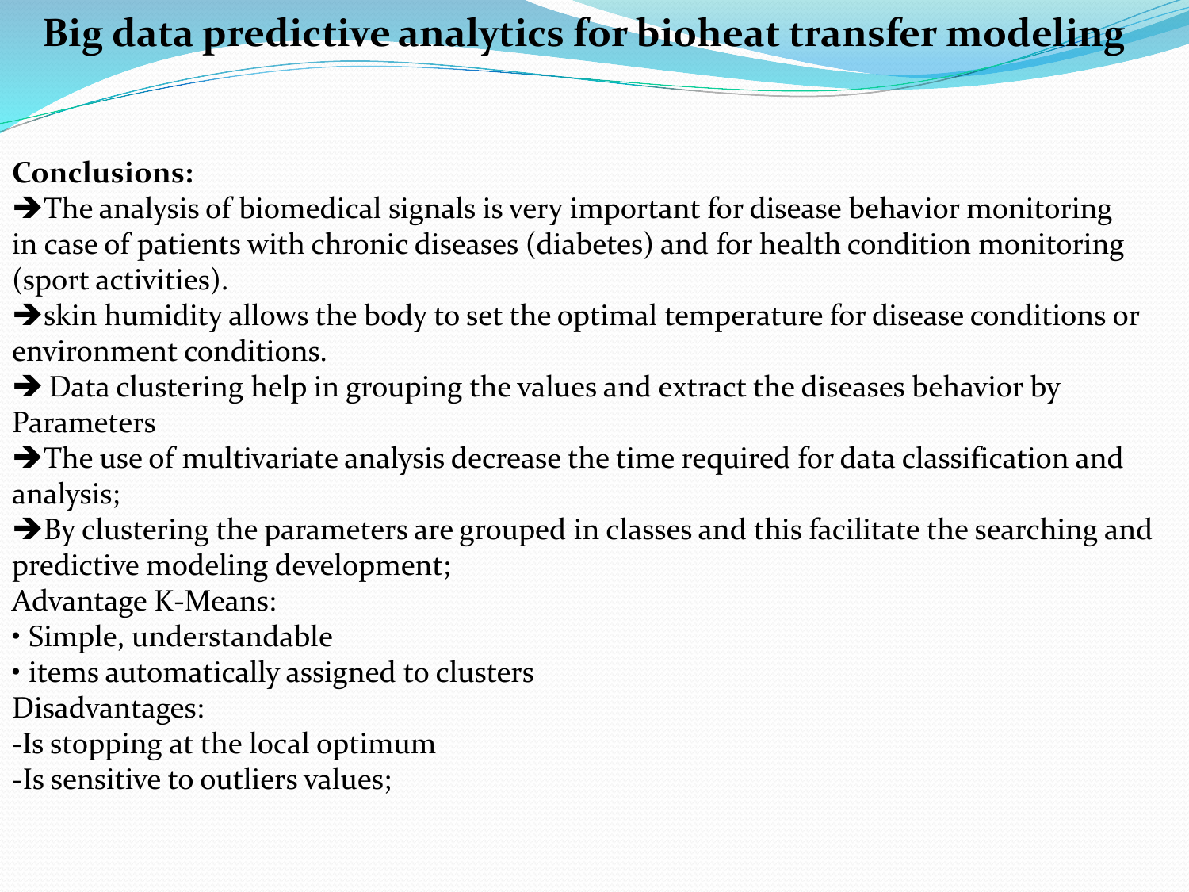# Big data predictive analytics for bioheat transfer modeling

**Conclusions:**

➔The analysis of biomedical signals is very important for disease behavior monitoring in case of patients with chronic diseases (diabetes) and for health condition monitoring (sport activities).

➔skin humidity allows the body to set the optimal temperature for disease conditions or environment conditions.

➔ Data clustering help in grouping the values and extract the diseases behavior by Parameters

➔The use of multivariate analysis decrease the time required for data classification and analysis;

➔By clustering the parameters are grouped in classes and this facilitate the searching and predictive modeling development;

Advantage K-Means:

- Simple, understandable
- items automatically assigned to clusters

Disadvantages:

-Is stopping at the local optimum

-Is sensitive to outliers values;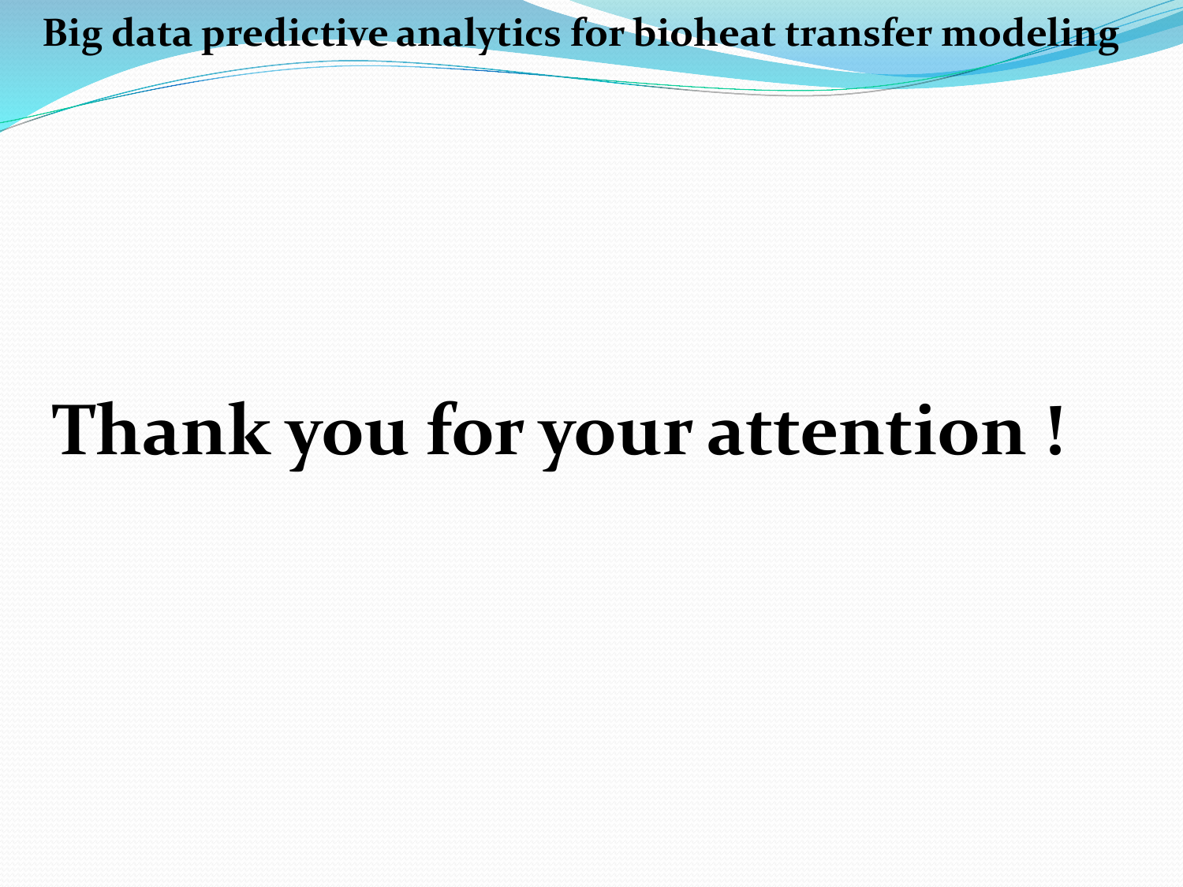# Thank you for your attention !